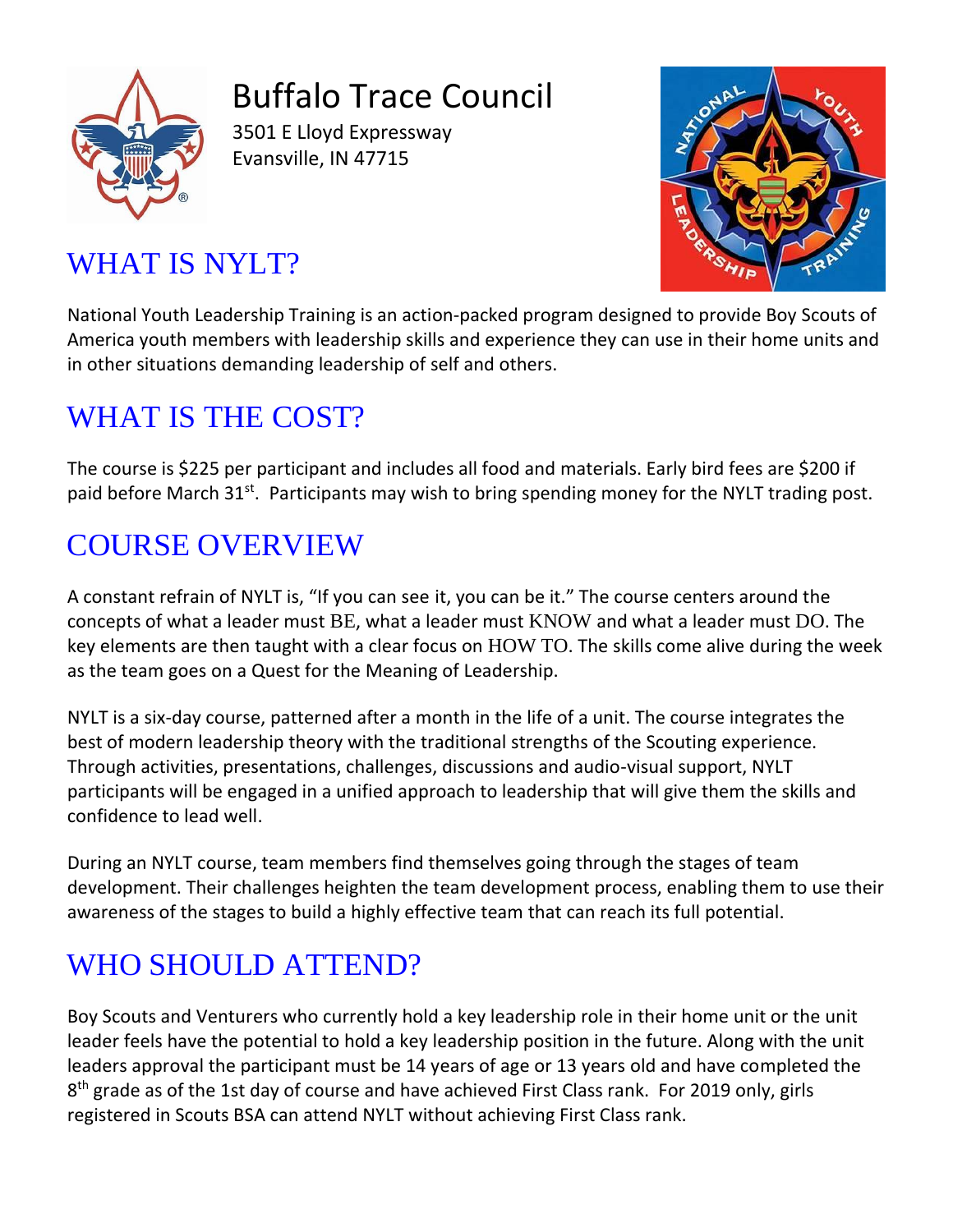# Buffalo Trace Council

3501 E Lloyd Expressway
Evansville, IN 47715

## WHAT IS NYLT?

National Youth Leadership Training is an action-packed program designed to provide Boy Scouts of America youth members with leadership skills and experience they can use in their home units and in other situations demanding leadership of self and others.

## WHAT IS THE COST?

The course is $225 per participant and includes all food and materials. Early bird fees are $200 if paid before March 31st. Participants may wish to bring spending money for the NYLT trading post.

## COURSE OVERVIEW

A constant refrain of NYLT is, "If you can see it, you can be it." The course centers around the concepts of what a leader must BE, what a leader must KNOW and what a leader must DO. The key elements are then taught with a clear focus on HOW TO. The skills come alive during the week as the team goes on a Quest for the Meaning of Leadership.

NYLT is a six-day course, patterned after a month in the life of a unit. The course integrates the best of modern leadership theory with the traditional strengths of the Scouting experience. Through activities, presentations, challenges, discussions and audio-visual support, NYLT participants will be engaged in a unified approach to leadership that will give them the skills and confidence to lead well.

During an NYLT course, team members find themselves going through the stages of team development. Their challenges heighten the team development process, enabling them to use their awareness of the stages to build a highly effective team that can reach its full potential.

## WHO SHOULD ATTEND?

Boy Scouts and Venturers who currently hold a key leadership role in their home unit or the unit leader feels have the potential to hold a key leadership position in the future. Along with the unit leaders approval the participant must be 14 years of age or 13 years old and have completed the 8th grade as of the 1st day of course and have achieved First Class rank. For 2019 only, girls registered in Scouts BSA can attend NYLT without achieving First Class rank.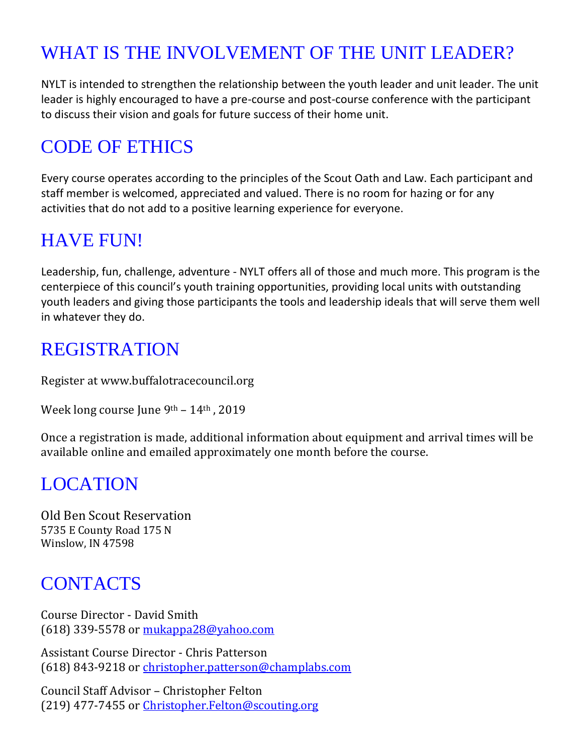# WHAT IS THE INVOLVEMENT OF THE UNIT LEADER?

NYLT is intended to strengthen the relationship between the youth leader and unit leader. The unit leader is highly encouraged to have a pre-course and post-course conference with the participant to discuss their vision and goals for future success of their home unit.

# CODE OF ETHICS

Every course operates according to the principles of the Scout Oath and Law. Each participant and staff member is welcomed, appreciated and valued. There is no room for hazing or for any activities that do not add to a positive learning experience for everyone.

# HAVE FUN!

Leadership, fun, challenge, adventure - NYLT offers all of those and much more. This program is the centerpiece of this council's youth training opportunities, providing local units with outstanding youth leaders and giving those participants the tools and leadership ideals that will serve them well in whatever they do.

# REGISTRATION

Register at www.buffalotracecouncil.org

Week long course June 9th – 14th , 2019

Once a registration is made, additional information about equipment and arrival times will be available online and emailed approximately one month before the course.

# LOCATION

Old Ben Scout Reservation
5735 E County Road 175 N
Winslow, IN 47598

# CONTACTS

Course Director - David Smith
(618) 339-5578 or mukappa28@yahoo.com

Assistant Course Director - Chris Patterson
(618) 843-9218 or christopher.patterson@champlabs.com

Council Staff Advisor – Christopher Felton
(219) 477-7455 or Christopher.Felton@scouting.org